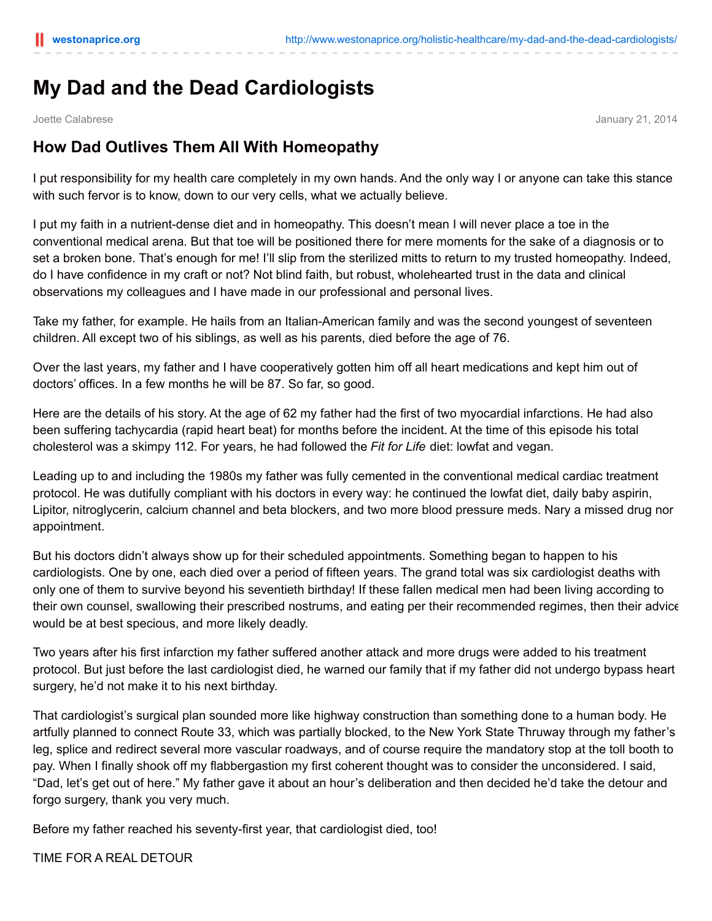# My Dad and the Dead Cardiologists

Joette Calabrese

January 21, 2014

## How Dad Outlives Them All With Homeopathy

I put responsibility for my health care completely in my own hands. And the only way I or anyone can take this stance with such fervor is to know, down to our very cells, what we actually believe.

I put my faith in a nutrient-dense diet and in homeopathy. This doesn't mean I will never place a toe in the conventional medical arena. But that toe will be positioned there for mere moments for the sake of a diagnosis or to set a broken bone. That's enough for me! I'll slip from the sterilized mitts to return to my trusted homeopathy. Indeed, do I have confidence in my craft or not? Not blind faith, but robust, wholehearted trust in the data and clinical observations my colleagues and I have made in our professional and personal lives.

Take my father, for example. He hails from an Italian-American family and was the second youngest of seventeen children. All except two of his siblings, as well as his parents, died before the age of 76.

Over the last years, my father and I have cooperatively gotten him off all heart medications and kept him out of doctors' offices. In a few months he will be 87. So far, so good.

Here are the details of his story. At the age of 62 my father had the first of two myocardial infarctions. He had also been suffering tachycardia (rapid heart beat) for months before the incident. At the time of this episode his total cholesterol was a skimpy 112. For years, he had followed the *Fit for Life* diet: lowfat and vegan.

Leading up to and including the 1980s my father was fully cemented in the conventional medical cardiac treatment protocol. He was dutifully compliant with his doctors in every way: he continued the lowfat diet, daily baby aspirin, Lipitor, nitroglycerin, calcium channel and beta blockers, and two more blood pressure meds. Nary a missed drug nor appointment.

But his doctors didn't always show up for their scheduled appointments. Something began to happen to his cardiologists. One by one, each died over a period of fifteen years. The grand total was six cardiologist deaths with only one of them to survive beyond his seventieth birthday! If these fallen medical men had been living according to their own counsel, swallowing their prescribed nostrums, and eating per their recommended regimes, then their advice would be at best specious, and more likely deadly.

Two years after his first infarction my father suffered another attack and more drugs were added to his treatment protocol. But just before the last cardiologist died, he warned our family that if my father did not undergo bypass heart surgery, he'd not make it to his next birthday.

That cardiologist's surgical plan sounded more like highway construction than something done to a human body. He artfully planned to connect Route 33, which was partially blocked, to the New York State Thruway through my father's leg, splice and redirect several more vascular roadways, and of course require the mandatory stop at the toll booth to pay. When I finally shook off my flabbergastion my first coherent thought was to consider the unconsidered. I said, "Dad, let's get out of here." My father gave it about an hour's deliberation and then decided he'd take the detour and forgo surgery, thank you very much.

Before my father reached his seventy-first year, that cardiologist died, too!

TIME FOR A REAL DETOUR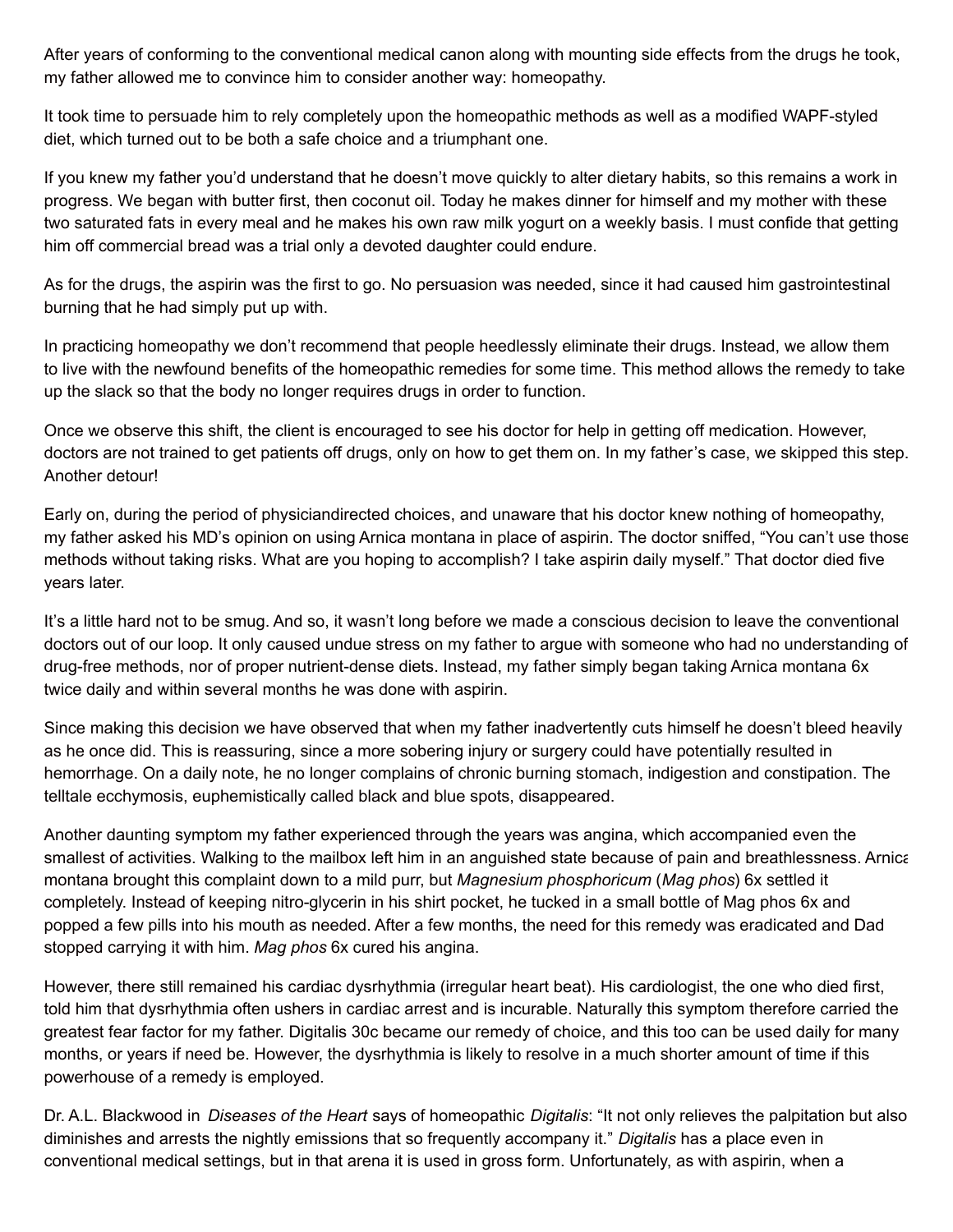After years of conforming to the conventional medical canon along with mounting side effects from the drugs he took, my father allowed me to convince him to consider another way: homeopathy.

It took time to persuade him to rely completely upon the homeopathic methods as well as a modified WAPF-styled diet, which turned out to be both a safe choice and a triumphant one.

If you knew my father you'd understand that he doesn't move quickly to alter dietary habits, so this remains a work in progress. We began with butter first, then coconut oil. Today he makes dinner for himself and my mother with these two saturated fats in every meal and he makes his own raw milk yogurt on a weekly basis. I must confide that getting him off commercial bread was a trial only a devoted daughter could endure.

As for the drugs, the aspirin was the first to go. No persuasion was needed, since it had caused him gastrointestinal burning that he had simply put up with.

In practicing homeopathy we don't recommend that people heedlessly eliminate their drugs. Instead, we allow them to live with the newfound benefits of the homeopathic remedies for some time. This method allows the remedy to take up the slack so that the body no longer requires drugs in order to function.

Once we observe this shift, the client is encouraged to see his doctor for help in getting off medication. However, doctors are not trained to get patients off drugs, only on how to get them on. In my father's case, we skipped this step. Another detour!

Early on, during the period of physiciandirected choices, and unaware that his doctor knew nothing of homeopathy, my father asked his MD's opinion on using Arnica montana in place of aspirin. The doctor sniffed, "You can't use those methods without taking risks. What are you hoping to accomplish? I take aspirin daily myself." That doctor died five years later.

It's a little hard not to be smug. And so, it wasn't long before we made a conscious decision to leave the conventional doctors out of our loop. It only caused undue stress on my father to argue with someone who had no understanding of drug-free methods, nor of proper nutrient-dense diets. Instead, my father simply began taking Arnica montana 6x twice daily and within several months he was done with aspirin.

Since making this decision we have observed that when my father inadvertently cuts himself he doesn't bleed heavily as he once did. This is reassuring, since a more sobering injury or surgery could have potentially resulted in hemorrhage. On a daily note, he no longer complains of chronic burning stomach, indigestion and constipation. The telltale ecchymosis, euphemistically called black and blue spots, disappeared.

Another daunting symptom my father experienced through the years was angina, which accompanied even the smallest of activities. Walking to the mailbox left him in an anguished state because of pain and breathlessness. Arnica montana brought this complaint down to a mild purr, but *Magnesium phosphoricum* (*Mag phos*) 6x settled it completely. Instead of keeping nitro-glycerin in his shirt pocket, he tucked in a small bottle of Mag phos 6x and popped a few pills into his mouth as needed. After a few months, the need for this remedy was eradicated and Dad stopped carrying it with him. *Mag phos* 6x cured his angina.

However, there still remained his cardiac dysrhythmia (irregular heart beat). His cardiologist, the one who died first, told him that dysrhythmia often ushers in cardiac arrest and is incurable. Naturally this symptom therefore carried the greatest fear factor for my father. Digitalis 30c became our remedy of choice, and this too can be used daily for many months, or years if need be. However, the dysrhythmia is likely to resolve in a much shorter amount of time if this powerhouse of a remedy is employed.

Dr. A.L. Blackwood in *Diseases of the Heart* says of homeopathic *Digitalis*: "It not only relieves the palpitation but also diminishes and arrests the nightly emissions that so frequently accompany it." *Digitalis* has a place even in conventional medical settings, but in that arena it is used in gross form. Unfortunately, as with aspirin, when a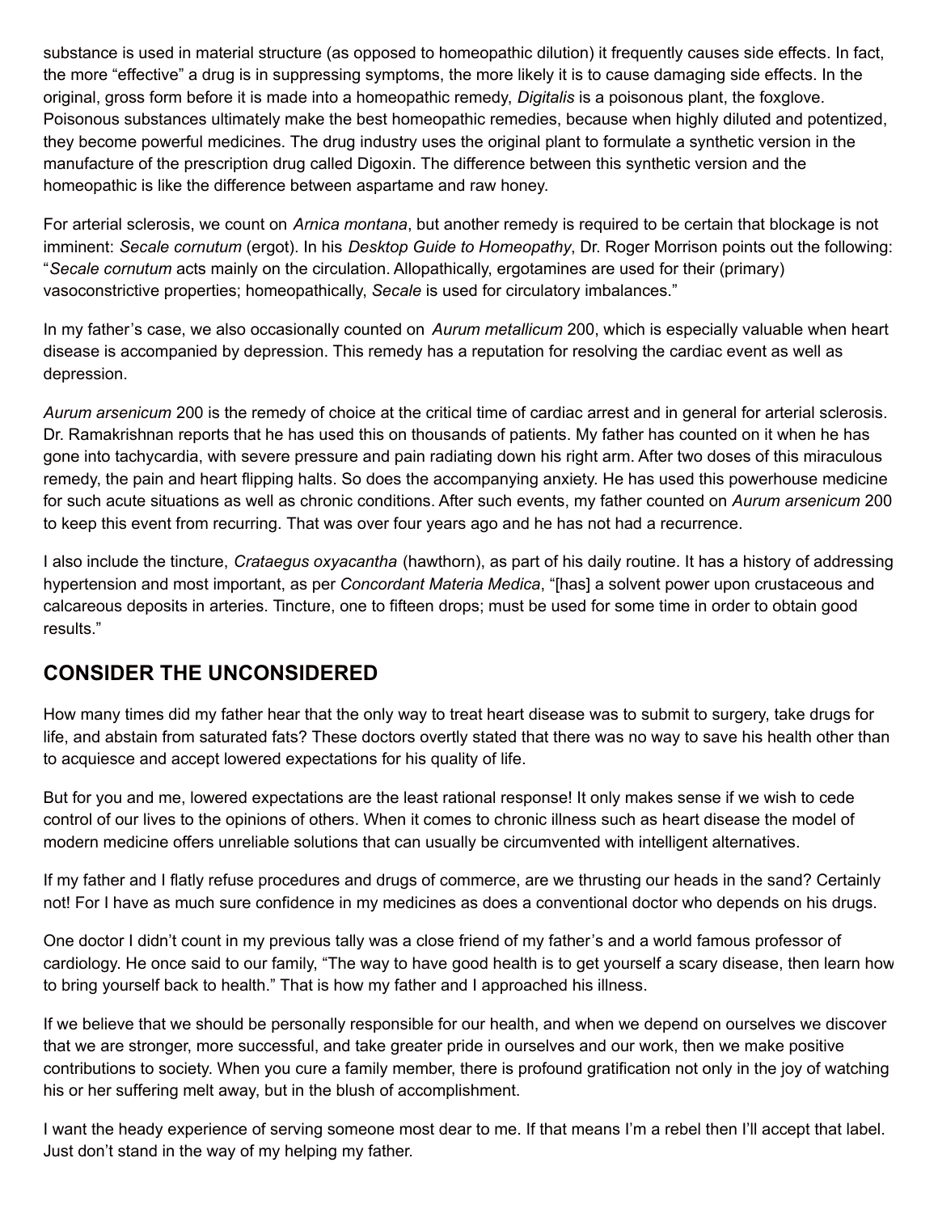substance is used in material structure (as opposed to homeopathic dilution) it frequently causes side effects. In fact, the more "effective" a drug is in suppressing symptoms, the more likely it is to cause damaging side effects. In the original, gross form before it is made into a homeopathic remedy, *Digitalis* is a poisonous plant, the foxglove. Poisonous substances ultimately make the best homeopathic remedies, because when highly diluted and potentized, they become powerful medicines. The drug industry uses the original plant to formulate a synthetic version in the manufacture of the prescription drug called Digoxin. The difference between this synthetic version and the homeopathic is like the difference between aspartame and raw honey.

For arterial sclerosis, we count on *Arnica montana*, but another remedy is required to be certain that blockage is not imminent: *Secale cornutum* (ergot). In his *Desktop Guide to Homeopathy*, Dr. Roger Morrison points out the following: "*Secale cornutum* acts mainly on the circulation. Allopathically, ergotamines are used for their (primary) vasoconstrictive properties; homeopathically, *Secale* is used for circulatory imbalances."

In my father's case, we also occasionally counted on *Aurum metallicum* 200, which is especially valuable when heart disease is accompanied by depression. This remedy has a reputation for resolving the cardiac event as well as depression.

*Aurum arsenicum* 200 is the remedy of choice at the critical time of cardiac arrest and in general for arterial sclerosis. Dr. Ramakrishnan reports that he has used this on thousands of patients. My father has counted on it when he has gone into tachycardia, with severe pressure and pain radiating down his right arm. After two doses of this miraculous remedy, the pain and heart flipping halts. So does the accompanying anxiety. He has used this powerhouse medicine for such acute situations as well as chronic conditions. After such events, my father counted on *Aurum arsenicum* 200 to keep this event from recurring. That was over four years ago and he has not had a recurrence.

I also include the tincture, *Crataegus oxyacantha* (hawthorn), as part of his daily routine. It has a history of addressing hypertension and most important, as per *Concordant Materia Medica*, "[has] a solvent power upon crustaceous and calcareous deposits in arteries. Tincture, one to fifteen drops; must be used for some time in order to obtain good results."

## CONSIDER THE UNCONSIDERED

How many times did my father hear that the only way to treat heart disease was to submit to surgery, take drugs for life, and abstain from saturated fats? These doctors overtly stated that there was no way to save his health other than to acquiesce and accept lowered expectations for his quality of life.

But for you and me, lowered expectations are the least rational response! It only makes sense if we wish to cede control of our lives to the opinions of others. When it comes to chronic illness such as heart disease the model of modern medicine offers unreliable solutions that can usually be circumvented with intelligent alternatives.

If my father and I flatly refuse procedures and drugs of commerce, are we thrusting our heads in the sand? Certainly not! For I have as much sure confidence in my medicines as does a conventional doctor who depends on his drugs.

One doctor I didn't count in my previous tally was a close friend of my father's and a world famous professor of cardiology. He once said to our family, "The way to have good health is to get yourself a scary disease, then learn how to bring yourself back to health." That is how my father and I approached his illness.

If we believe that we should be personally responsible for our health, and when we depend on ourselves we discover that we are stronger, more successful, and take greater pride in ourselves and our work, then we make positive contributions to society. When you cure a family member, there is profound gratification not only in the joy of watching his or her suffering melt away, but in the blush of accomplishment.

I want the heady experience of serving someone most dear to me. If that means I'm a rebel then I'll accept that label. Just don't stand in the way of my helping my father.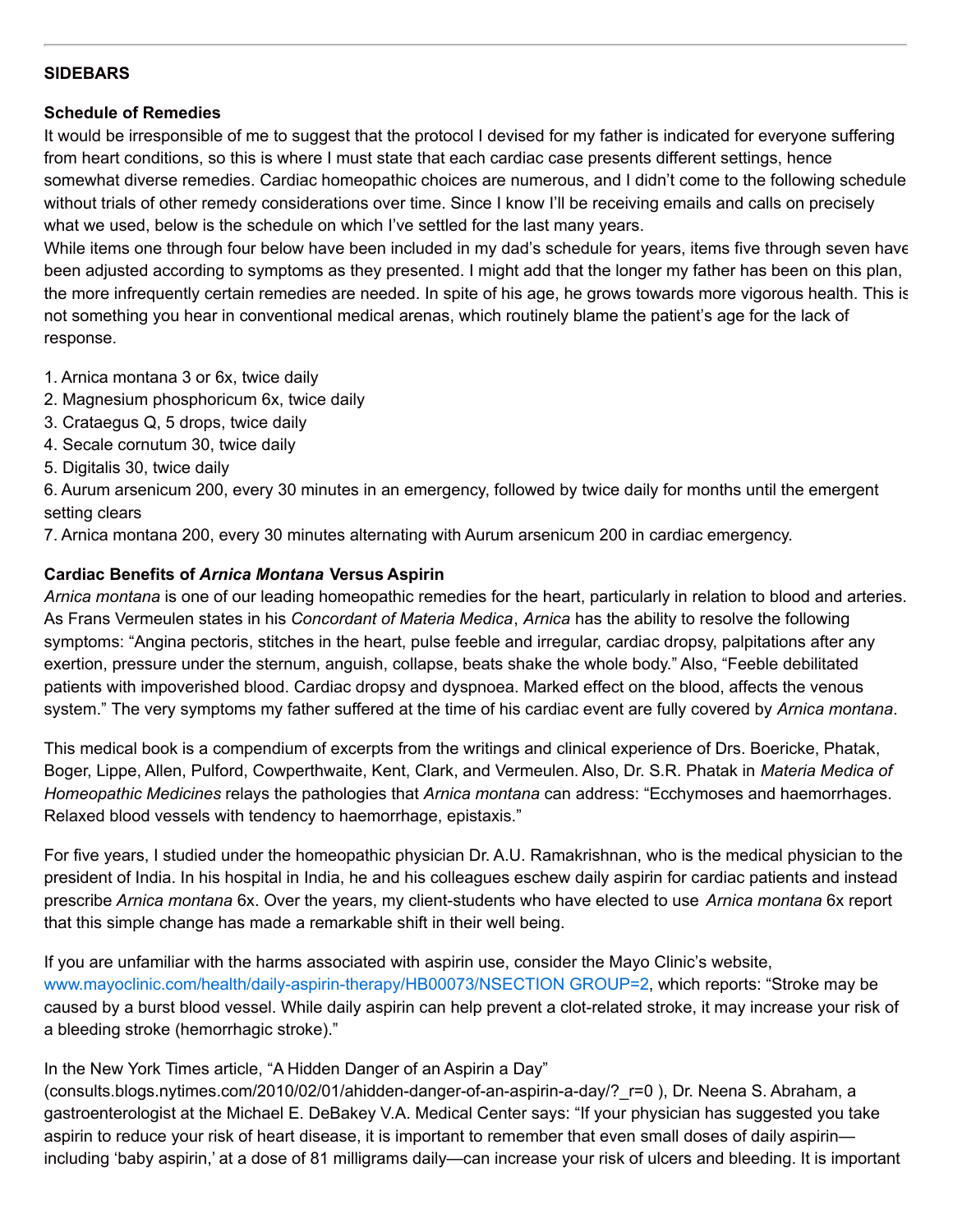## SIDEBARS

### Schedule of Remedies

It would be irresponsible of me to suggest that the protocol I devised for my father is indicated for everyone suffering from heart conditions, so this is where I must state that each cardiac case presents different settings, hence somewhat diverse remedies. Cardiac homeopathic choices are numerous, and I didn't come to the following schedule without trials of other remedy considerations over time. Since I know I'll be receiving emails and calls on precisely what we used, below is the schedule on which I've settled for the last many years.

While items one through four below have been included in my dad's schedule for years, items five through seven have been adjusted according to symptoms as they presented. I might add that the longer my father has been on this plan, the more infrequently certain remedies are needed. In spite of his age, he grows towards more vigorous health. This is not something you hear in conventional medical arenas, which routinely blame the patient's age for the lack of response.

1. Arnica montana 3 or 6x, twice daily
2. Magnesium phosphoricum 6x, twice daily
3. Crataegus Q, 5 drops, twice daily
4. Secale cornutum 30, twice daily
5. Digitalis 30, twice daily
6. Aurum arsenicum 200, every 30 minutes in an emergency, followed by twice daily for months until the emergent setting clears
7. Arnica montana 200, every 30 minutes alternating with Aurum arsenicum 200 in cardiac emergency.

### Cardiac Benefits of *Arnica Montana* Versus Aspirin

*Arnica montana* is one of our leading homeopathic remedies for the heart, particularly in relation to blood and arteries. As Frans Vermeulen states in his *Concordant of Materia Medica*, *Arnica* has the ability to resolve the following symptoms: "Angina pectoris, stitches in the heart, pulse feeble and irregular, cardiac dropsy, palpitations after any exertion, pressure under the sternum, anguish, collapse, beats shake the whole body." Also, "Feeble debilitated patients with impoverished blood. Cardiac dropsy and dyspnoea. Marked effect on the blood, affects the venous system." The very symptoms my father suffered at the time of his cardiac event are fully covered by *Arnica montana*.

This medical book is a compendium of excerpts from the writings and clinical experience of Drs. Boericke, Phatak, Boger, Lippe, Allen, Pulford, Cowperthwaite, Kent, Clark, and Vermeulen. Also, Dr. S.R. Phatak in *Materia Medica of Homeopathic Medicines* relays the pathologies that *Arnica montana* can address: "Ecchymoses and haemorrhages. Relaxed blood vessels with tendency to haemorrhage, epistaxis."

For five years, I studied under the homeopathic physician Dr. A.U. Ramakrishnan, who is the medical physician to the president of India. In his hospital in India, he and his colleagues eschew daily aspirin for cardiac patients and instead prescribe *Arnica montana* 6x. Over the years, my client-students who have elected to use *Arnica montana* 6x report that this simple change has made a remarkable shift in their well being.

If you are unfamiliar with the harms associated with aspirin use, consider the Mayo Clinic's website, www.mayoclinic.com/health/daily-aspirin-therapy/HB00073/NSECTION GROUP=2, which reports: "Stroke may be caused by a burst blood vessel. While daily aspirin can help prevent a clot-related stroke, it may increase your risk of a bleeding stroke (hemorrhagic stroke)."

In the New York Times article, "A Hidden Danger of an Aspirin a Day" (consults.blogs.nytimes.com/2010/02/01/ahidden-danger-of-an-aspirin-a-day/?_r=0 ), Dr. Neena S. Abraham, a gastroenterologist at the Michael E. DeBakey V.A. Medical Center says: "If your physician has suggested you take aspirin to reduce your risk of heart disease, it is important to remember that even small doses of daily aspirin—including 'baby aspirin,' at a dose of 81 milligrams daily—can increase your risk of ulcers and bleeding. It is important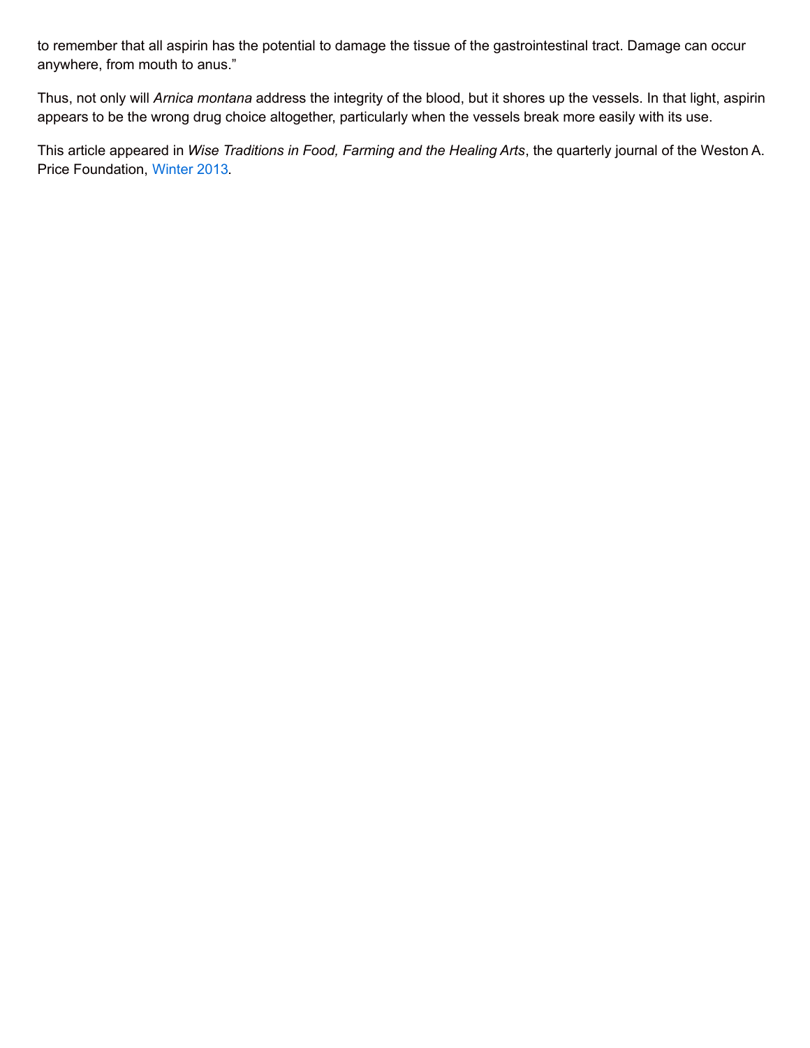to remember that all aspirin has the potential to damage the tissue of the gastrointestinal tract. Damage can occur anywhere, from mouth to anus."

Thus, not only will *Arnica montana* address the integrity of the blood, but it shores up the vessels. In that light, aspirin appears to be the wrong drug choice altogether, particularly when the vessels break more easily with its use.

This article appeared in *Wise Traditions in Food, Farming and the Healing Arts*, the quarterly journal of the Weston A. Price Foundation, Winter 2013.